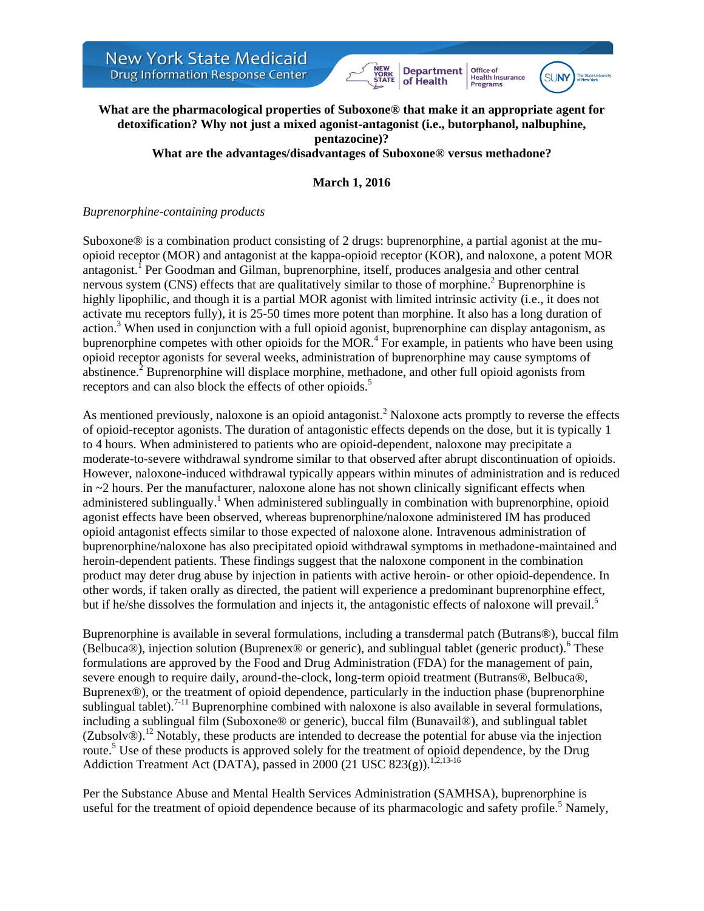**What are the pharmacological properties of Suboxone® that make it an appropriate agent for detoxification? Why not just a mixed agonist-antagonist (i.e., butorphanol, nalbuphine, pentazocine)?**

**What are the advantages/disadvantages of Suboxone® versus methadone?**

**March 1, 2016**

*Buprenorphine-containing products*

Suboxone® is a combination product consisting of 2 drugs: buprenorphine, a partial agonist at the mu-opioid receptor (MOR) and antagonist at the kappa-opioid receptor (KOR), and naloxone, a potent MOR antagonist.[1] Per Goodman and Gilman, buprenorphine, itself, produces analgesia and other central nervous system (CNS) effects that are qualitatively similar to those of morphine.[2] Buprenorphine is highly lipophilic, and though it is a partial MOR agonist with limited intrinsic activity (i.e., it does not activate mu receptors fully), it is 25-50 times more potent than morphine. It also has a long duration of action.[3] When used in conjunction with a full opioid agonist, buprenorphine can display antagonism, as buprenorphine competes with other opioids for the MOR.[4] For example, in patients who have been using opioid receptor agonists for several weeks, administration of buprenorphine may cause symptoms of abstinence.[2] Buprenorphine will displace morphine, methadone, and other full opioid agonists from receptors and can also block the effects of other opioids.[5]

As mentioned previously, naloxone is an opioid antagonist.[2] Naloxone acts promptly to reverse the effects of opioid-receptor agonists. The duration of antagonistic effects depends on the dose, but it is typically 1 to 4 hours. When administered to patients who are opioid-dependent, naloxone may precipitate a moderate-to-severe withdrawal syndrome similar to that observed after abrupt discontinuation of opioids. However, naloxone-induced withdrawal typically appears within minutes of administration and is reduced in ~2 hours. Per the manufacturer, naloxone alone has not shown clinically significant effects when administered sublingually.[1] When administered sublingually in combination with buprenorphine, opioid agonist effects have been observed, whereas buprenorphine/naloxone administered IM has produced opioid antagonist effects similar to those expected of naloxone alone. Intravenous administration of buprenorphine/naloxone has also precipitated opioid withdrawal symptoms in methadone-maintained and heroin-dependent patients. These findings suggest that the naloxone component in the combination product may deter drug abuse by injection in patients with active heroin- or other opioid-dependence. In other words, if taken orally as directed, the patient will experience a predominant buprenorphine effect, but if he/she dissolves the formulation and injects it, the antagonistic effects of naloxone will prevail.[5]

Buprenorphine is available in several formulations, including a transdermal patch (Butrans®), buccal film (Belbuca®), injection solution (Buprenex® or generic), and sublingual tablet (generic product).[6] These formulations are approved by the Food and Drug Administration (FDA) for the management of pain, severe enough to require daily, around-the-clock, long-term opioid treatment (Butrans®, Belbuca®, Buprenex®), or the treatment of opioid dependence, particularly in the induction phase (buprenorphine sublingual tablet).[7-11] Buprenorphine combined with naloxone is also available in several formulations, including a sublingual film (Suboxone® or generic), buccal film (Bunavail®), and sublingual tablet (Zubsolv®).[12] Notably, these products are intended to decrease the potential for abuse via the injection route.[5] Use of these products is approved solely for the treatment of opioid dependence, by the Drug Addiction Treatment Act (DATA), passed in 2000 (21 USC 823(g)).[1,2,13-16]

Per the Substance Abuse and Mental Health Services Administration (SAMHSA), buprenorphine is useful for the treatment of opioid dependence because of its pharmacologic and safety profile.[5] Namely,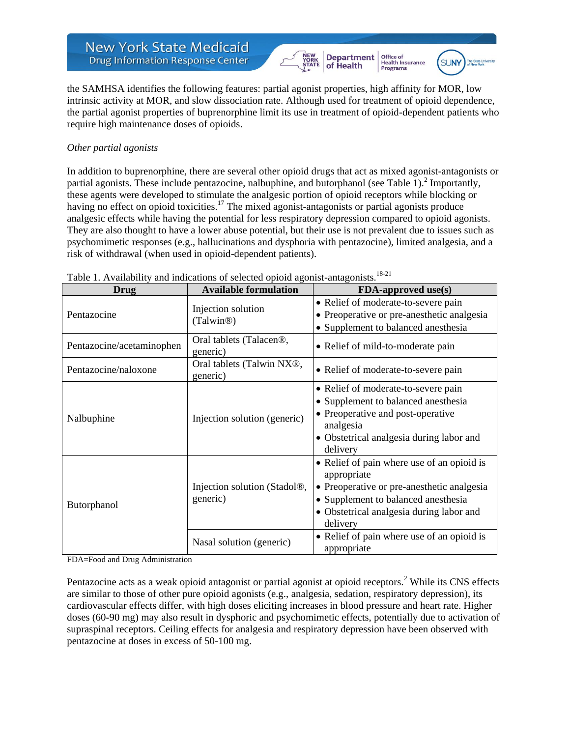the SAMHSA identifies the following features: partial agonist properties, high affinity for MOR, low intrinsic activity at MOR, and slow dissociation rate. Although used for treatment of opioid dependence, the partial agonist properties of buprenorphine limit its use in treatment of opioid-dependent patients who require high maintenance doses of opioids.

*Other partial agonists*

In addition to buprenorphine, there are several other opioid drugs that act as mixed agonist-antagonists or partial agonists. These include pentazocine, nalbuphine, and butorphanol (see Table 1).[2] Importantly, these agents were developed to stimulate the analgesic portion of opioid receptors while blocking or having no effect on opioid toxicities.[17] The mixed agonist-antagonists or partial agonists produce analgesic effects while having the potential for less respiratory depression compared to opioid agonists. They are also thought to have a lower abuse potential, but their use is not prevalent due to issues such as psychomimetic responses (e.g., hallucinations and dysphoria with pentazocine), limited analgesia, and a risk of withdrawal (when used in opioid-dependent patients).

Table 1. Availability and indications of selected opioid agonist-antagonists.[18-21]

| Drug | Available formulation | FDA-approved use(s) |
|---|---|---|
| Pentazocine | Injection solution (Talwin®) | • Relief of moderate-to-severe pain<br>• Preoperative or pre-anesthetic analgesia<br>• Supplement to balanced anesthesia |
| Pentazocine/acetaminophen | Oral tablets (Talacen®, generic) | • Relief of mild-to-moderate pain |
| Pentazocine/naloxone | Oral tablets (Talwin NX®, generic) | • Relief of moderate-to-severe pain |
| Nalbuphine | Injection solution (generic) | • Relief of moderate-to-severe pain<br>• Supplement to balanced anesthesia<br>• Preoperative and post-operative analgesia<br>• Obstetrical analgesia during labor and delivery |
| Butorphanol | Injection solution (Stadol®, generic) | • Relief of pain where use of an opioid is appropriate<br>• Preoperative or pre-anesthetic analgesia<br>• Supplement to balanced anesthesia<br>• Obstetrical analgesia during labor and delivery |
| | Nasal solution (generic) | • Relief of pain where use of an opioid is appropriate |

FDA=Food and Drug Administration

Pentazocine acts as a weak opioid antagonist or partial agonist at opioid receptors.[2] While its CNS effects are similar to those of other pure opioid agonists (e.g., analgesia, sedation, respiratory depression), its cardiovascular effects differ, with high doses eliciting increases in blood pressure and heart rate. Higher doses (60-90 mg) may also result in dysphoric and psychomimetic effects, potentially due to activation of supraspinal receptors. Ceiling effects for analgesia and respiratory depression have been observed with pentazocine at doses in excess of 50-100 mg.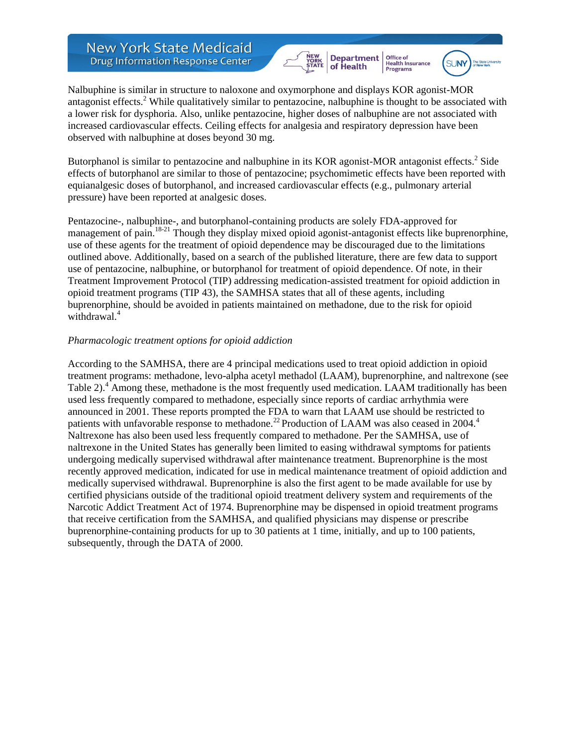Nalbuphine is similar in structure to naloxone and oxymorphone and displays KOR agonist-MOR antagonist effects.[2] While qualitatively similar to pentazocine, nalbuphine is thought to be associated with a lower risk for dysphoria. Also, unlike pentazocine, higher doses of nalbuphine are not associated with increased cardiovascular effects. Ceiling effects for analgesia and respiratory depression have been observed with nalbuphine at doses beyond 30 mg.

Butorphanol is similar to pentazocine and nalbuphine in its KOR agonist-MOR antagonist effects.[2] Side effects of butorphanol are similar to those of pentazocine; psychomimetic effects have been reported with equianalgesic doses of butorphanol, and increased cardiovascular effects (e.g., pulmonary arterial pressure) have been reported at analgesic doses.

Pentazocine-, nalbuphine-, and butorphanol-containing products are solely FDA-approved for management of pain.[18-21] Though they display mixed opioid agonist-antagonist effects like buprenorphine, use of these agents for the treatment of opioid dependence may be discouraged due to the limitations outlined above. Additionally, based on a search of the published literature, there are few data to support use of pentazocine, nalbuphine, or butorphanol for treatment of opioid dependence. Of note, in their Treatment Improvement Protocol (TIP) addressing medication-assisted treatment for opioid addiction in opioid treatment programs (TIP 43), the SAMHSA states that all of these agents, including buprenorphine, should be avoided in patients maintained on methadone, due to the risk for opioid withdrawal.[4]

*Pharmacologic treatment options for opioid addiction*

According to the SAMHSA, there are 4 principal medications used to treat opioid addiction in opioid treatment programs: methadone, levo-alpha acetyl methadol (LAAM), buprenorphine, and naltrexone (see Table 2).[4] Among these, methadone is the most frequently used medication. LAAM traditionally has been used less frequently compared to methadone, especially since reports of cardiac arrhythmia were announced in 2001. These reports prompted the FDA to warn that LAAM use should be restricted to patients with unfavorable response to methadone.[22] Production of LAAM was also ceased in 2004.[4] Naltrexone has also been used less frequently compared to methadone. Per the SAMHSA, use of naltrexone in the United States has generally been limited to easing withdrawal symptoms for patients undergoing medically supervised withdrawal after maintenance treatment. Buprenorphine is the most recently approved medication, indicated for use in medical maintenance treatment of opioid addiction and medically supervised withdrawal. Buprenorphine is also the first agent to be made available for use by certified physicians outside of the traditional opioid treatment delivery system and requirements of the Narcotic Addict Treatment Act of 1974. Buprenorphine may be dispensed in opioid treatment programs that receive certification from the SAMHSA, and qualified physicians may dispense or prescribe buprenorphine-containing products for up to 30 patients at 1 time, initially, and up to 100 patients, subsequently, through the DATA of 2000.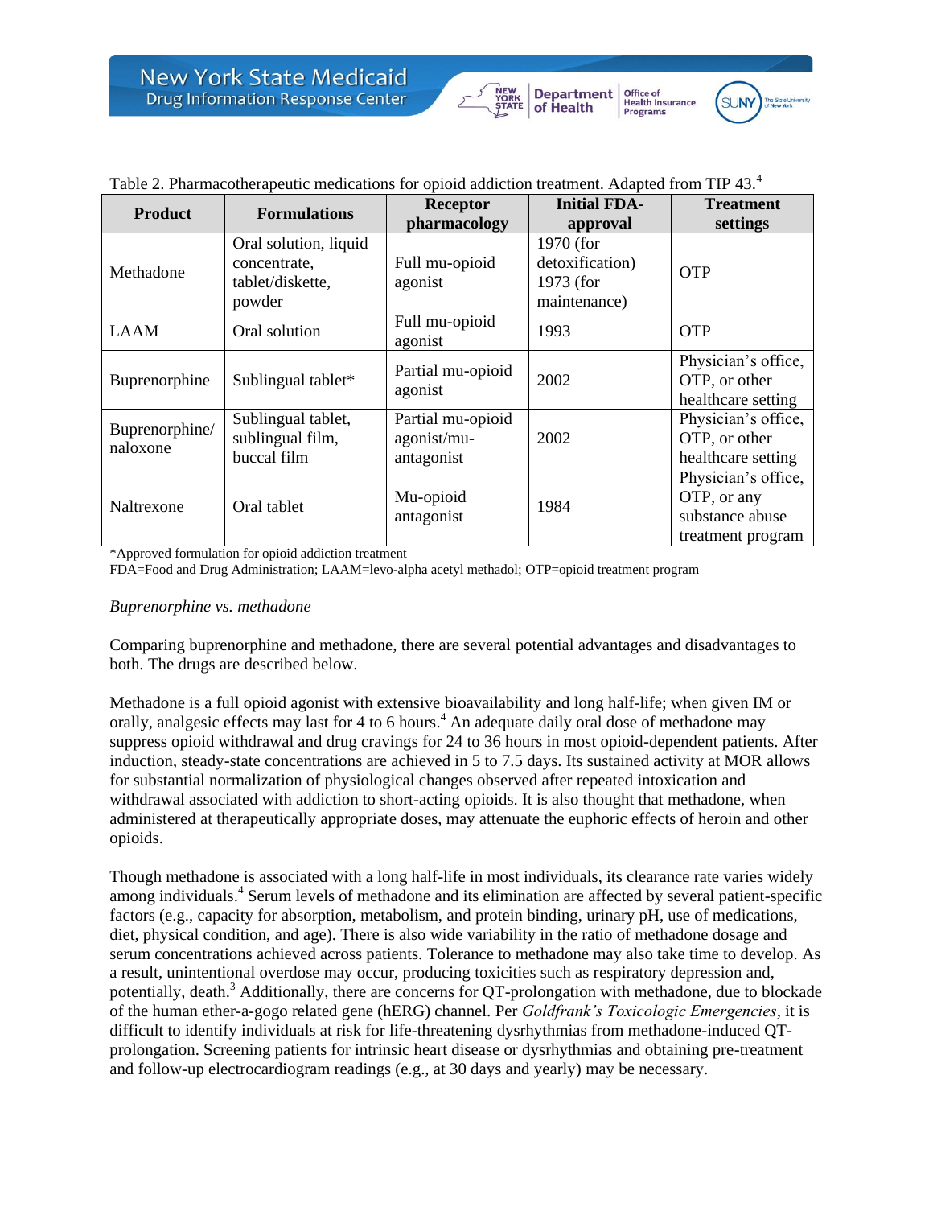Table 2. Pharmacotherapeutic medications for opioid addiction treatment. Adapted from TIP 43.[4]

| Product | Formulations | Receptor pharmacology | Initial FDA-approval | Treatment settings |
|---|---|---|---|---|
| Methadone | Oral solution, liquid concentrate, tablet/diskette, powder | Full mu-opioid agonist | 1970 (for detoxification) 1973 (for maintenance) | OTP |
| LAAM | Oral solution | Full mu-opioid agonist | 1993 | OTP |
| Buprenorphine | Sublingual tablet* | Partial mu-opioid agonist | 2002 | Physician's office, OTP, or other healthcare setting |
| Buprenorphine/ naloxone | Sublingual tablet, sublingual film, buccal film | Partial mu-opioid agonist/mu-antagonist | 2002 | Physician's office, OTP, or other healthcare setting |
| Naltrexone | Oral tablet | Mu-opioid antagonist | 1984 | Physician's office, OTP, or any substance abuse treatment program |

*Approved formulation for opioid addiction treatment
FDA=Food and Drug Administration; LAAM=levo-alpha acetyl methadol; OTP=opioid treatment program

*Buprenorphine vs. methadone*

Comparing buprenorphine and methadone, there are several potential advantages and disadvantages to both. The drugs are described below.

Methadone is a full opioid agonist with extensive bioavailability and long half-life; when given IM or orally, analgesic effects may last for 4 to 6 hours.[4] An adequate daily oral dose of methadone may suppress opioid withdrawal and drug cravings for 24 to 36 hours in most opioid-dependent patients. After induction, steady-state concentrations are achieved in 5 to 7.5 days. Its sustained activity at MOR allows for substantial normalization of physiological changes observed after repeated intoxication and withdrawal associated with addiction to short-acting opioids. It is also thought that methadone, when administered at therapeutically appropriate doses, may attenuate the euphoric effects of heroin and other opioids.

Though methadone is associated with a long half-life in most individuals, its clearance rate varies widely among individuals.[4] Serum levels of methadone and its elimination are affected by several patient-specific factors (e.g., capacity for absorption, metabolism, and protein binding, urinary pH, use of medications, diet, physical condition, and age). There is also wide variability in the ratio of methadone dosage and serum concentrations achieved across patients. Tolerance to methadone may also take time to develop. As a result, unintentional overdose may occur, producing toxicities such as respiratory depression and, potentially, death.[3] Additionally, there are concerns for QT-prolongation with methadone, due to blockade of the human ether-a-gogo related gene (hERG) channel. Per *Goldfrank's Toxicologic Emergencies*, it is difficult to identify individuals at risk for life-threatening dysrhythmias from methadone-induced QT-prolongation. Screening patients for intrinsic heart disease or dysrhythmias and obtaining pre-treatment and follow-up electrocardiogram readings (e.g., at 30 days and yearly) may be necessary.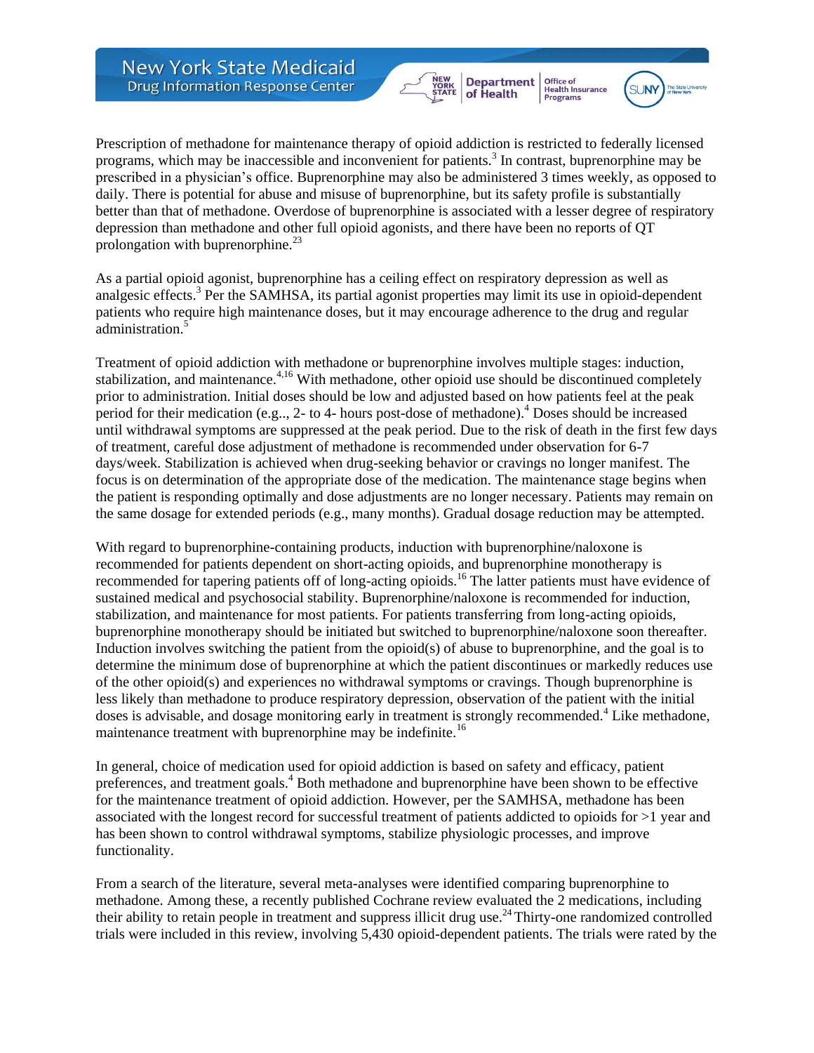Prescription of methadone for maintenance therapy of opioid addiction is restricted to federally licensed programs, which may be inaccessible and inconvenient for patients.[3] In contrast, buprenorphine may be prescribed in a physician's office. Buprenorphine may also be administered 3 times weekly, as opposed to daily. There is potential for abuse and misuse of buprenorphine, but its safety profile is substantially better than that of methadone. Overdose of buprenorphine is associated with a lesser degree of respiratory depression than methadone and other full opioid agonists, and there have been no reports of QT prolongation with buprenorphine.[23]

As a partial opioid agonist, buprenorphine has a ceiling effect on respiratory depression as well as analgesic effects.[3] Per the SAMHSA, its partial agonist properties may limit its use in opioid-dependent patients who require high maintenance doses, but it may encourage adherence to the drug and regular administration.[5]

Treatment of opioid addiction with methadone or buprenorphine involves multiple stages: induction, stabilization, and maintenance.[4,16] With methadone, other opioid use should be discontinued completely prior to administration. Initial doses should be low and adjusted based on how patients feel at the peak period for their medication (e.g.., 2- to 4- hours post-dose of methadone).[4] Doses should be increased until withdrawal symptoms are suppressed at the peak period. Due to the risk of death in the first few days of treatment, careful dose adjustment of methadone is recommended under observation for 6-7 days/week. Stabilization is achieved when drug-seeking behavior or cravings no longer manifest. The focus is on determination of the appropriate dose of the medication. The maintenance stage begins when the patient is responding optimally and dose adjustments are no longer necessary. Patients may remain on the same dosage for extended periods (e.g., many months). Gradual dosage reduction may be attempted.

With regard to buprenorphine-containing products, induction with buprenorphine/naloxone is recommended for patients dependent on short-acting opioids, and buprenorphine monotherapy is recommended for tapering patients off of long-acting opioids.[16] The latter patients must have evidence of sustained medical and psychosocial stability. Buprenorphine/naloxone is recommended for induction, stabilization, and maintenance for most patients. For patients transferring from long-acting opioids, buprenorphine monotherapy should be initiated but switched to buprenorphine/naloxone soon thereafter. Induction involves switching the patient from the opioid(s) of abuse to buprenorphine, and the goal is to determine the minimum dose of buprenorphine at which the patient discontinues or markedly reduces use of the other opioid(s) and experiences no withdrawal symptoms or cravings. Though buprenorphine is less likely than methadone to produce respiratory depression, observation of the patient with the initial doses is advisable, and dosage monitoring early in treatment is strongly recommended.[4] Like methadone, maintenance treatment with buprenorphine may be indefinite.[16]

In general, choice of medication used for opioid addiction is based on safety and efficacy, patient preferences, and treatment goals.[4] Both methadone and buprenorphine have been shown to be effective for the maintenance treatment of opioid addiction. However, per the SAMHSA, methadone has been associated with the longest record for successful treatment of patients addicted to opioids for >1 year and has been shown to control withdrawal symptoms, stabilize physiologic processes, and improve functionality.

From a search of the literature, several meta-analyses were identified comparing buprenorphine to methadone. Among these, a recently published Cochrane review evaluated the 2 medications, including their ability to retain people in treatment and suppress illicit drug use.[24] Thirty-one randomized controlled trials were included in this review, involving 5,430 opioid-dependent patients. The trials were rated by the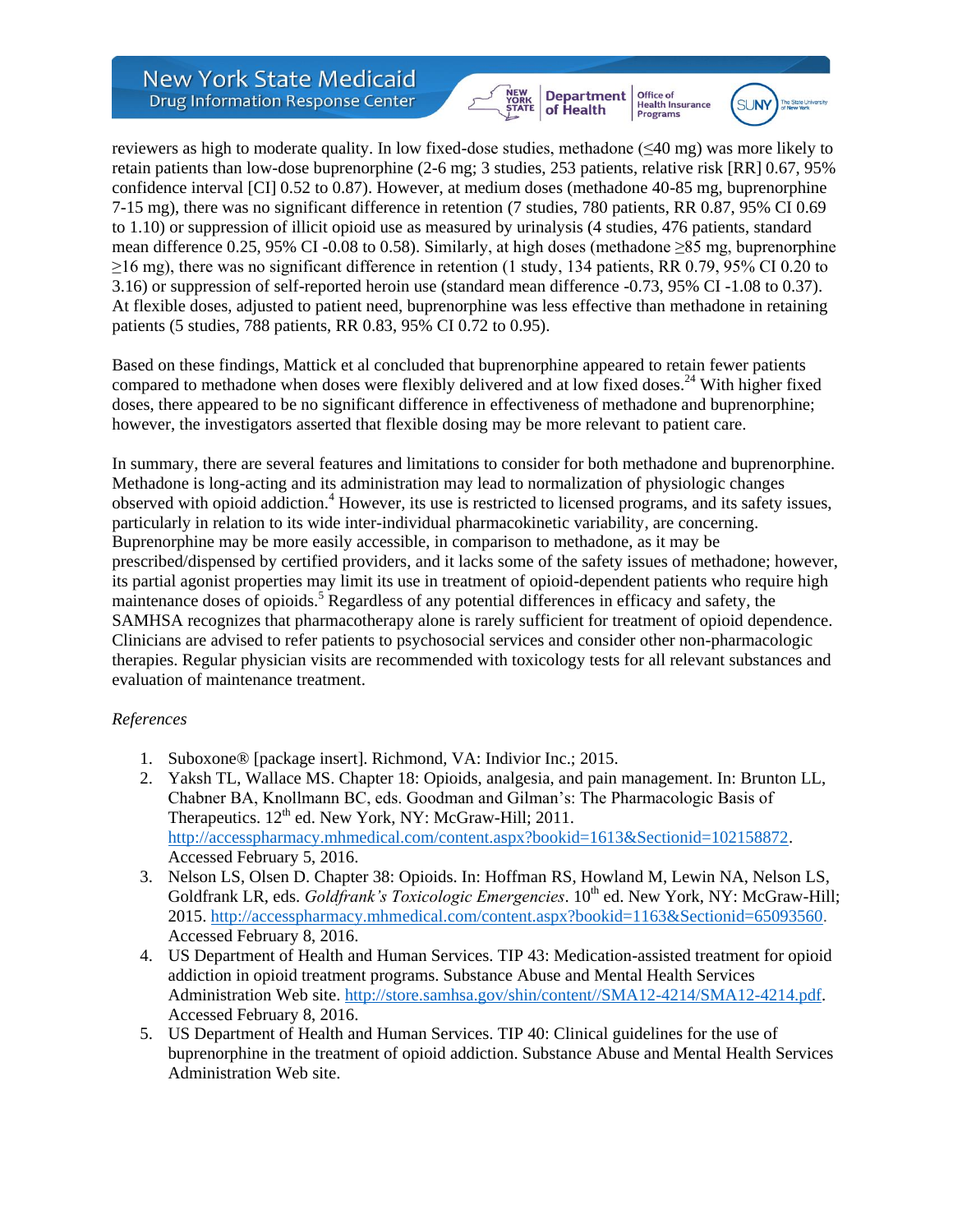reviewers as high to moderate quality. In low fixed-dose studies, methadone (≤40 mg) was more likely to retain patients than low-dose buprenorphine (2-6 mg; 3 studies, 253 patients, relative risk [RR] 0.67, 95% confidence interval [CI] 0.52 to 0.87). However, at medium doses (methadone 40-85 mg, buprenorphine 7-15 mg), there was no significant difference in retention (7 studies, 780 patients, RR 0.87, 95% CI 0.69 to 1.10) or suppression of illicit opioid use as measured by urinalysis (4 studies, 476 patients, standard mean difference 0.25, 95% CI -0.08 to 0.58). Similarly, at high doses (methadone ≥85 mg, buprenorphine ≥16 mg), there was no significant difference in retention (1 study, 134 patients, RR 0.79, 95% CI 0.20 to 3.16) or suppression of self-reported heroin use (standard mean difference -0.73, 95% CI -1.08 to 0.37). At flexible doses, adjusted to patient need, buprenorphine was less effective than methadone in retaining patients (5 studies, 788 patients, RR 0.83, 95% CI 0.72 to 0.95).

Based on these findings, Mattick et al concluded that buprenorphine appeared to retain fewer patients compared to methadone when doses were flexibly delivered and at low fixed doses.[24] With higher fixed doses, there appeared to be no significant difference in effectiveness of methadone and buprenorphine; however, the investigators asserted that flexible dosing may be more relevant to patient care.

In summary, there are several features and limitations to consider for both methadone and buprenorphine. Methadone is long-acting and its administration may lead to normalization of physiologic changes observed with opioid addiction.[4] However, its use is restricted to licensed programs, and its safety issues, particularly in relation to its wide inter-individual pharmacokinetic variability, are concerning. Buprenorphine may be more easily accessible, in comparison to methadone, as it may be prescribed/dispensed by certified providers, and it lacks some of the safety issues of methadone; however, its partial agonist properties may limit its use in treatment of opioid-dependent patients who require high maintenance doses of opioids.[5] Regardless of any potential differences in efficacy and safety, the SAMHSA recognizes that pharmacotherapy alone is rarely sufficient for treatment of opioid dependence. Clinicians are advised to refer patients to psychosocial services and consider other non-pharmacologic therapies. Regular physician visits are recommended with toxicology tests for all relevant substances and evaluation of maintenance treatment.

*References*

1. Suboxone® [package insert]. Richmond, VA: Indivior Inc.; 2015.
2. Yaksh TL, Wallace MS. Chapter 18: Opioids, analgesia, and pain management. In: Brunton LL, Chabner BA, Knollmann BC, eds. Goodman and Gilman's: The Pharmacologic Basis of Therapeutics. 12th ed. New York, NY: McGraw-Hill; 2011. http://accesspharmacy.mhmedical.com/content.aspx?bookid=1613&Sectionid=102158872. Accessed February 5, 2016.
3. Nelson LS, Olsen D. Chapter 38: Opioids. In: Hoffman RS, Howland M, Lewin NA, Nelson LS, Goldfrank LR, eds. *Goldfrank's Toxicologic Emergencies*. 10th ed. New York, NY: McGraw-Hill; 2015. http://accesspharmacy.mhmedical.com/content.aspx?bookid=1163&Sectionid=65093560. Accessed February 8, 2016.
4. US Department of Health and Human Services. TIP 43: Medication-assisted treatment for opioid addiction in opioid treatment programs. Substance Abuse and Mental Health Services Administration Web site. http://store.samhsa.gov/shin/content//SMA12-4214/SMA12-4214.pdf. Accessed February 8, 2016.
5. US Department of Health and Human Services. TIP 40: Clinical guidelines for the use of buprenorphine in the treatment of opioid addiction. Substance Abuse and Mental Health Services Administration Web site.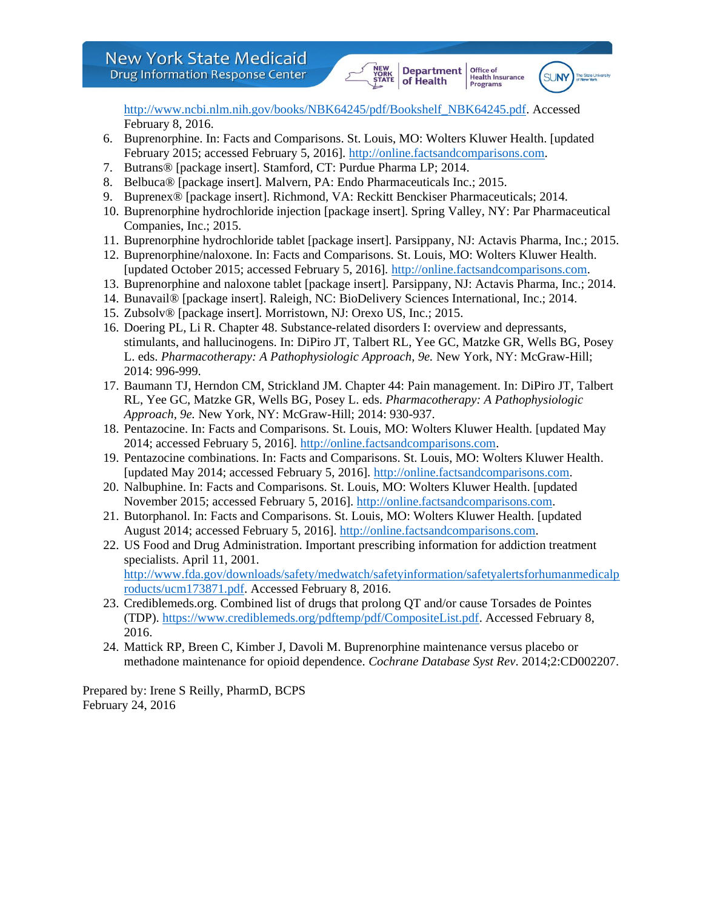http://www.ncbi.nlm.nih.gov/books/NBK64245/pdf/Bookshelf_NBK64245.pdf. Accessed February 8, 2016.

6. Buprenorphine. In: Facts and Comparisons. St. Louis, MO: Wolters Kluwer Health. [updated February 2015; accessed February 5, 2016]. http://online.factsandcomparisons.com.
7. Butrans® [package insert]. Stamford, CT: Purdue Pharma LP; 2014.
8. Belbuca® [package insert]. Malvern, PA: Endo Pharmaceuticals Inc.; 2015.
9. Buprenex® [package insert]. Richmond, VA: Reckitt Benckiser Pharmaceuticals; 2014.
10. Buprenorphine hydrochloride injection [package insert]. Spring Valley, NY: Par Pharmaceutical Companies, Inc.; 2015.
11. Buprenorphine hydrochloride tablet [package insert]. Parsippany, NJ: Actavis Pharma, Inc.; 2015.
12. Buprenorphine/naloxone. In: Facts and Comparisons. St. Louis, MO: Wolters Kluwer Health. [updated October 2015; accessed February 5, 2016]. http://online.factsandcomparisons.com.
13. Buprenorphine and naloxone tablet [package insert]. Parsippany, NJ: Actavis Pharma, Inc.; 2014.
14. Bunavail® [package insert]. Raleigh, NC: BioDelivery Sciences International, Inc.; 2014.
15. Zubsolv® [package insert]. Morristown, NJ: Orexo US, Inc.; 2015.
16. Doering PL, Li R. Chapter 48. Substance-related disorders I: overview and depressants, stimulants, and hallucinogens. In: DiPiro JT, Talbert RL, Yee GC, Matzke GR, Wells BG, Posey L. eds. *Pharmacotherapy: A Pathophysiologic Approach, 9e.* New York, NY: McGraw-Hill; 2014: 996-999.
17. Baumann TJ, Herndon CM, Strickland JM. Chapter 44: Pain management. In: DiPiro JT, Talbert RL, Yee GC, Matzke GR, Wells BG, Posey L. eds. *Pharmacotherapy: A Pathophysiologic Approach, 9e.* New York, NY: McGraw-Hill; 2014: 930-937.
18. Pentazocine. In: Facts and Comparisons. St. Louis, MO: Wolters Kluwer Health. [updated May 2014; accessed February 5, 2016]. http://online.factsandcomparisons.com.
19. Pentazocine combinations. In: Facts and Comparisons. St. Louis, MO: Wolters Kluwer Health. [updated May 2014; accessed February 5, 2016]. http://online.factsandcomparisons.com.
20. Nalbuphine. In: Facts and Comparisons. St. Louis, MO: Wolters Kluwer Health. [updated November 2015; accessed February 5, 2016]. http://online.factsandcomparisons.com.
21. Butorphanol. In: Facts and Comparisons. St. Louis, MO: Wolters Kluwer Health. [updated August 2014; accessed February 5, 2016]. http://online.factsandcomparisons.com.
22. US Food and Drug Administration. Important prescribing information for addiction treatment specialists. April 11, 2001. http://www.fda.gov/downloads/safety/medwatch/safetyinformation/safetyalertsforhumanmedicalproducts/ucm173871.pdf. Accessed February 8, 2016.
23. Crediblemeds.org. Combined list of drugs that prolong QT and/or cause Torsades de Pointes (TDP). https://www.crediblemeds.org/pdftemp/pdf/CompositeList.pdf. Accessed February 8, 2016.
24. Mattick RP, Breen C, Kimber J, Davoli M. Buprenorphine maintenance versus placebo or methadone maintenance for opioid dependence. *Cochrane Database Syst Rev*. 2014;2:CD002207.

Prepared by: Irene S Reilly, PharmD, BCPS
February 24, 2016